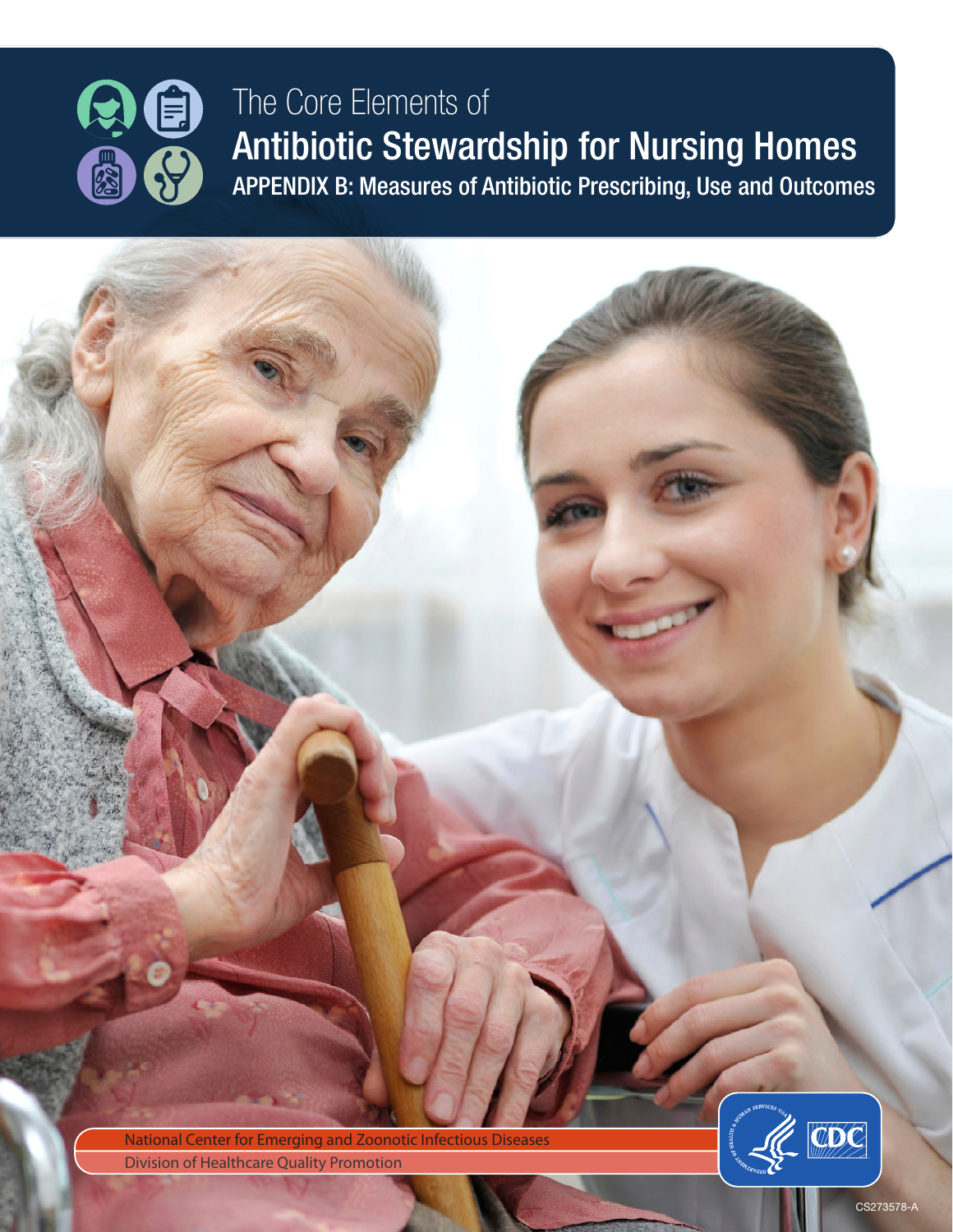# The Core Elements of
# Antibiotic Stewardship for Nursing Homes

## APPENDIX B: Measures of Antibiotic Prescribing, Use and Outcomes

National Center for Emerging and Zoonotic Infectious Diseases

Division of Healthcare Quality Promotion

CS273578-A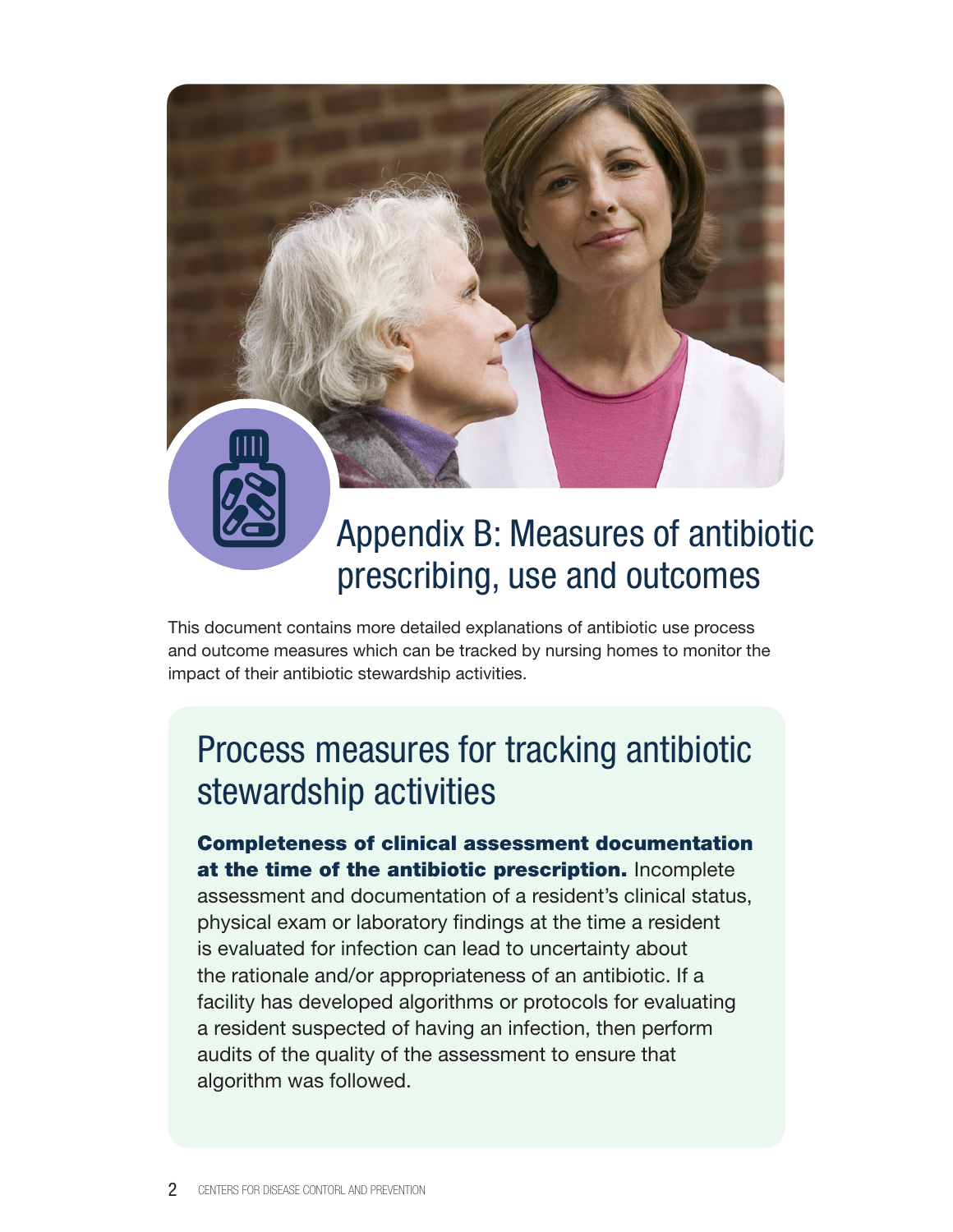# Appendix B: Measures of antibiotic prescribing, use and outcomes

This document contains more detailed explanations of antibiotic use process and outcome measures which can be tracked by nursing homes to monitor the impact of their antibiotic stewardship activities.

## Process measures for tracking antibiotic stewardship activities

**Completeness of clinical assessment documentation at the time of the antibiotic prescription.** Incomplete assessment and documentation of a resident's clinical status, physical exam or laboratory findings at the time a resident is evaluated for infection can lead to uncertainty about the rationale and/or appropriateness of an antibiotic. If a facility has developed algorithms or protocols for evaluating a resident suspected of having an infection, then perform audits of the quality of the assessment to ensure that algorithm was followed.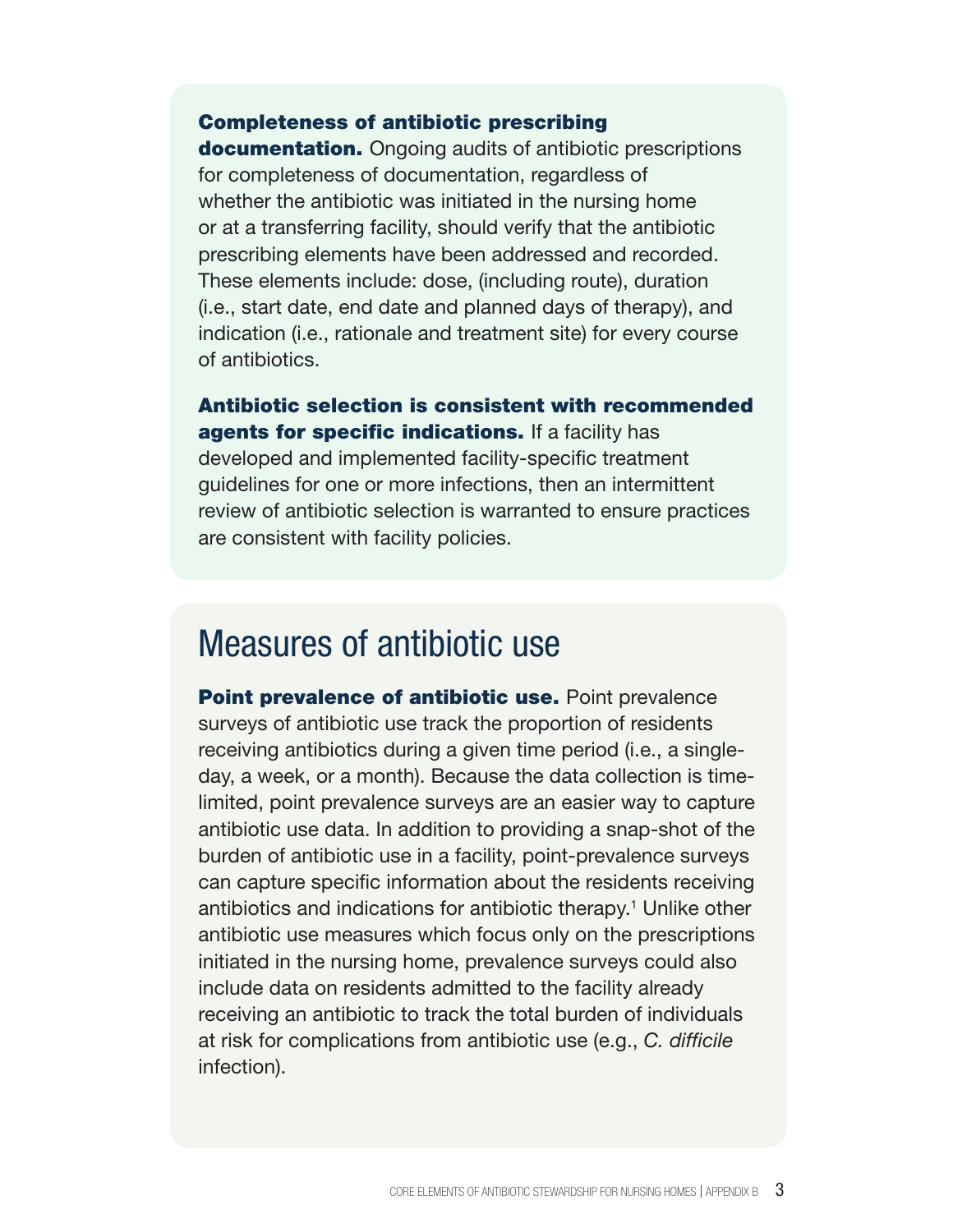**Completeness of antibiotic prescribing documentation.** Ongoing audits of antibiotic prescriptions for completeness of documentation, regardless of whether the antibiotic was initiated in the nursing home or at a transferring facility, should verify that the antibiotic prescribing elements have been addressed and recorded. These elements include: dose, (including route), duration (i.e., start date, end date and planned days of therapy), and indication (i.e., rationale and treatment site) for every course of antibiotics.

**Antibiotic selection is consistent with recommended agents for specific indications.** If a facility has developed and implemented facility-specific treatment guidelines for one or more infections, then an intermittent review of antibiotic selection is warranted to ensure practices are consistent with facility policies.

## Measures of antibiotic use

**Point prevalence of antibiotic use.** Point prevalence surveys of antibiotic use track the proportion of residents receiving antibiotics during a given time period (i.e., a single-day, a week, or a month). Because the data collection is time-limited, point prevalence surveys are an easier way to capture antibiotic use data. In addition to providing a snap-shot of the burden of antibiotic use in a facility, point-prevalence surveys can capture specific information about the residents receiving antibiotics and indications for antibiotic therapy.[1] Unlike other antibiotic use measures which focus only on the prescriptions initiated in the nursing home, prevalence surveys could also include data on residents admitted to the facility already receiving an antibiotic to track the total burden of individuals at risk for complications from antibiotic use (e.g., *C. difficile* infection).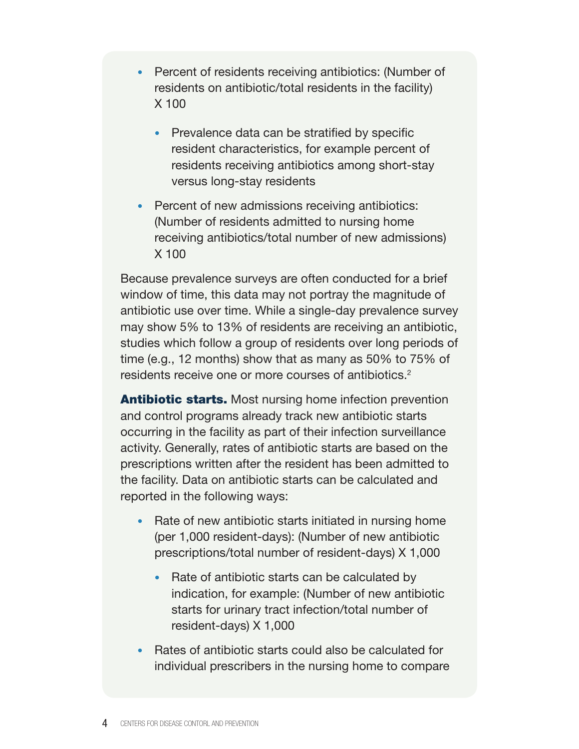- Percent of residents receiving antibiotics: (Number of residents on antibiotic/total residents in the facility) X 100
  - Prevalence data can be stratified by specific resident characteristics, for example percent of residents receiving antibiotics among short-stay versus long-stay residents
- Percent of new admissions receiving antibiotics: (Number of residents admitted to nursing home receiving antibiotics/total number of new admissions) X 100

Because prevalence surveys are often conducted for a brief window of time, this data may not portray the magnitude of antibiotic use over time. While a single-day prevalence survey may show 5% to 13% of residents are receiving an antibiotic, studies which follow a group of residents over long periods of time (e.g., 12 months) show that as many as 50% to 75% of residents receive one or more courses of antibiotics.[2]

**Antibiotic starts.** Most nursing home infection prevention and control programs already track new antibiotic starts occurring in the facility as part of their infection surveillance activity. Generally, rates of antibiotic starts are based on the prescriptions written after the resident has been admitted to the facility. Data on antibiotic starts can be calculated and reported in the following ways:

- Rate of new antibiotic starts initiated in nursing home (per 1,000 resident-days): (Number of new antibiotic prescriptions/total number of resident-days) X 1,000
  - Rate of antibiotic starts can be calculated by indication, for example: (Number of new antibiotic starts for urinary tract infection/total number of resident-days) X 1,000
- Rates of antibiotic starts could also be calculated for individual prescribers in the nursing home to compare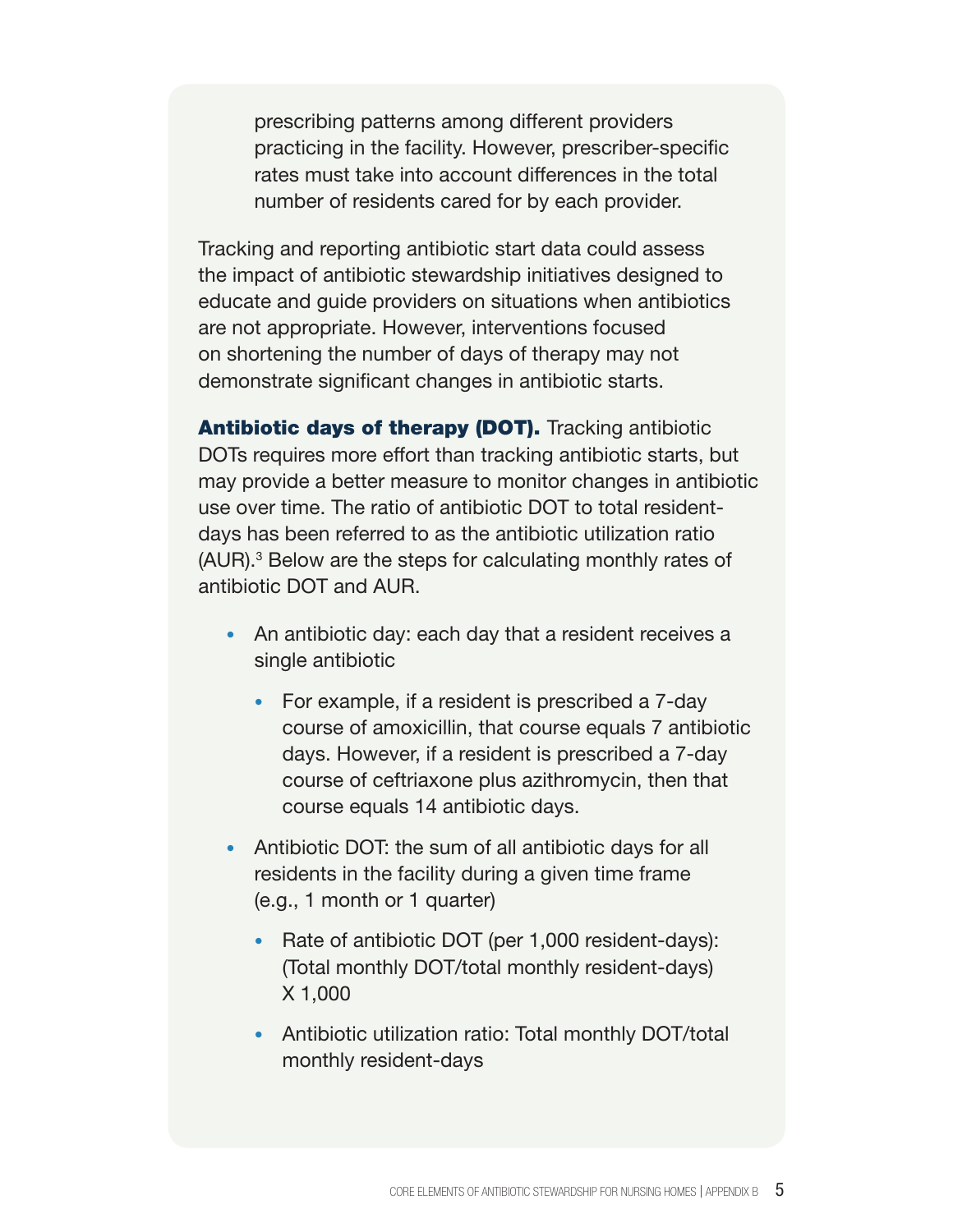prescribing patterns among different providers practicing in the facility. However, prescriber-specific rates must take into account differences in the total number of residents cared for by each provider.

Tracking and reporting antibiotic start data could assess the impact of antibiotic stewardship initiatives designed to educate and guide providers on situations when antibiotics are not appropriate. However, interventions focused on shortening the number of days of therapy may not demonstrate significant changes in antibiotic starts.

**Antibiotic days of therapy (DOT).** Tracking antibiotic DOTs requires more effort than tracking antibiotic starts, but may provide a better measure to monitor changes in antibiotic use over time. The ratio of antibiotic DOT to total resident-days has been referred to as the antibiotic utilization ratio (AUR).[3] Below are the steps for calculating monthly rates of antibiotic DOT and AUR.

- An antibiotic day: each day that a resident receives a single antibiotic
  - For example, if a resident is prescribed a 7-day course of amoxicillin, that course equals 7 antibiotic days. However, if a resident is prescribed a 7-day course of ceftriaxone plus azithromycin, then that course equals 14 antibiotic days.
- Antibiotic DOT: the sum of all antibiotic days for all residents in the facility during a given time frame (e.g., 1 month or 1 quarter)
  - Rate of antibiotic DOT (per 1,000 resident-days): (Total monthly DOT/total monthly resident-days) X 1,000
  - Antibiotic utilization ratio: Total monthly DOT/total monthly resident-days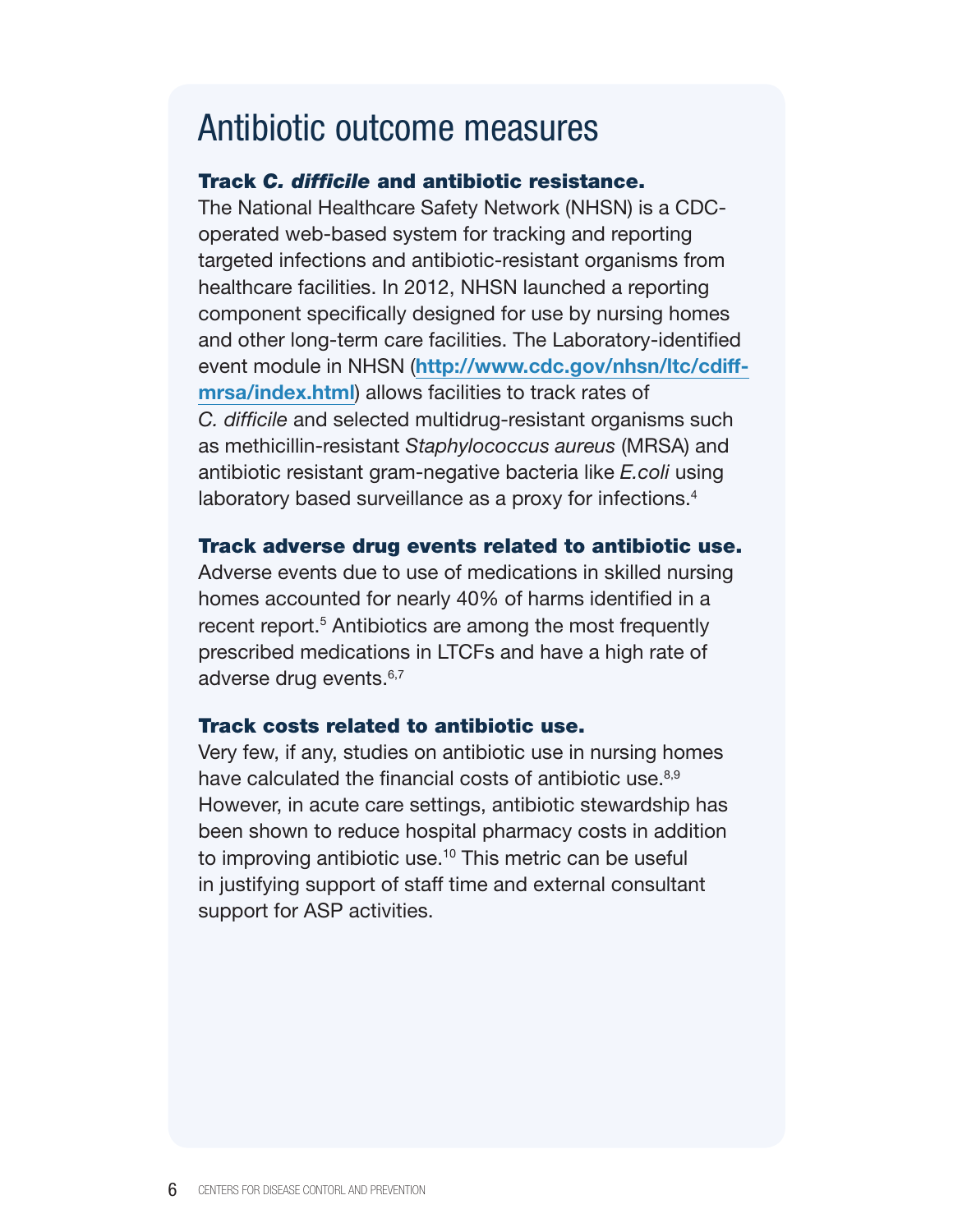# Antibiotic outcome measures

### Track *C. difficile* and antibiotic resistance.

The National Healthcare Safety Network (NHSN) is a CDC-operated web-based system for tracking and reporting targeted infections and antibiotic-resistant organisms from healthcare facilities. In 2012, NHSN launched a reporting component specifically designed for use by nursing homes and other long-term care facilities. The Laboratory-identified event module in NHSN (**http://www.cdc.gov/nhsn/ltc/cdiff-mrsa/index.html**) allows facilities to track rates of *C. difficile* and selected multidrug-resistant organisms such as methicillin-resistant *Staphylococcus aureus* (MRSA) and antibiotic resistant gram-negative bacteria like *E.coli* using laboratory based surveillance as a proxy for infections.[4]

### Track adverse drug events related to antibiotic use.

Adverse events due to use of medications in skilled nursing homes accounted for nearly 40% of harms identified in a recent report.[5] Antibiotics are among the most frequently prescribed medications in LTCFs and have a high rate of adverse drug events.[6,7]

### Track costs related to antibiotic use.

Very few, if any, studies on antibiotic use in nursing homes have calculated the financial costs of antibiotic use.[8,9] However, in acute care settings, antibiotic stewardship has been shown to reduce hospital pharmacy costs in addition to improving antibiotic use.[10] This metric can be useful in justifying support of staff time and external consultant support for ASP activities.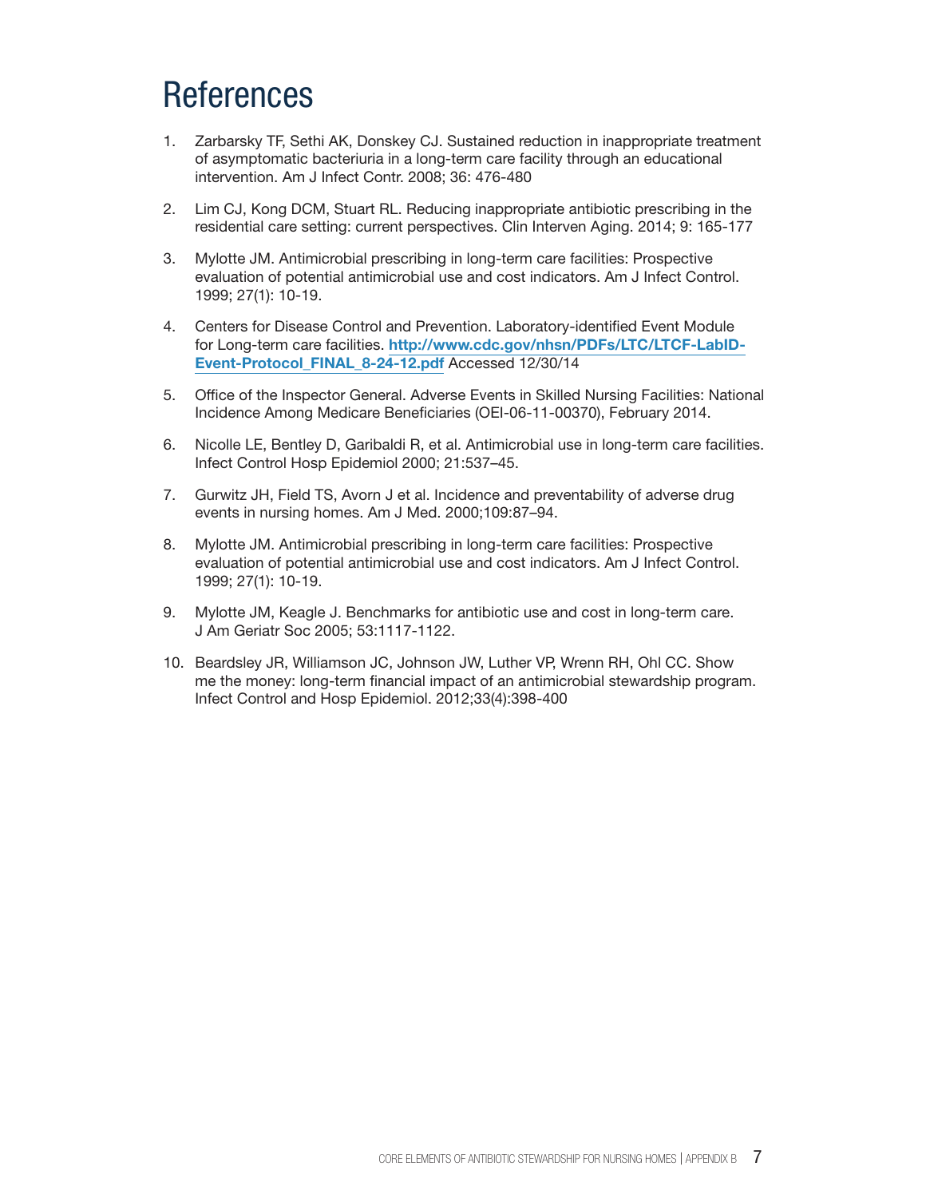# References

1. Zarbarsky TF, Sethi AK, Donskey CJ. Sustained reduction in inappropriate treatment of asymptomatic bacteriuria in a long-term care facility through an educational intervention. Am J Infect Contr. 2008; 36: 476-480

2. Lim CJ, Kong DCM, Stuart RL. Reducing inappropriate antibiotic prescribing in the residential care setting: current perspectives. Clin Interven Aging. 2014; 9: 165-177

3. Mylotte JM. Antimicrobial prescribing in long-term care facilities: Prospective evaluation of potential antimicrobial use and cost indicators. Am J Infect Control. 1999; 27(1): 10-19.

4. Centers for Disease Control and Prevention. Laboratory-identified Event Module for Long-term care facilities. **http://www.cdc.gov/nhsn/PDFs/LTC/LTCF-LabID-Event-Protocol_FINAL_8-24-12.pdf** Accessed 12/30/14

5. Office of the Inspector General. Adverse Events in Skilled Nursing Facilities: National Incidence Among Medicare Beneficiaries (OEI-06-11-00370), February 2014.

6. Nicolle LE, Bentley D, Garibaldi R, et al. Antimicrobial use in long-term care facilities. Infect Control Hosp Epidemiol 2000; 21:537–45.

7. Gurwitz JH, Field TS, Avorn J et al. Incidence and preventability of adverse drug events in nursing homes. Am J Med. 2000;109:87–94.

8. Mylotte JM. Antimicrobial prescribing in long-term care facilities: Prospective evaluation of potential antimicrobial use and cost indicators. Am J Infect Control. 1999; 27(1): 10-19.

9. Mylotte JM, Keagle J. Benchmarks for antibiotic use and cost in long-term care. J Am Geriatr Soc 2005; 53:1117-1122.

10. Beardsley JR, Williamson JC, Johnson JW, Luther VP, Wrenn RH, Ohl CC. Show me the money: long-term financial impact of an antimicrobial stewardship program. Infect Control and Hosp Epidemiol. 2012;33(4):398-400